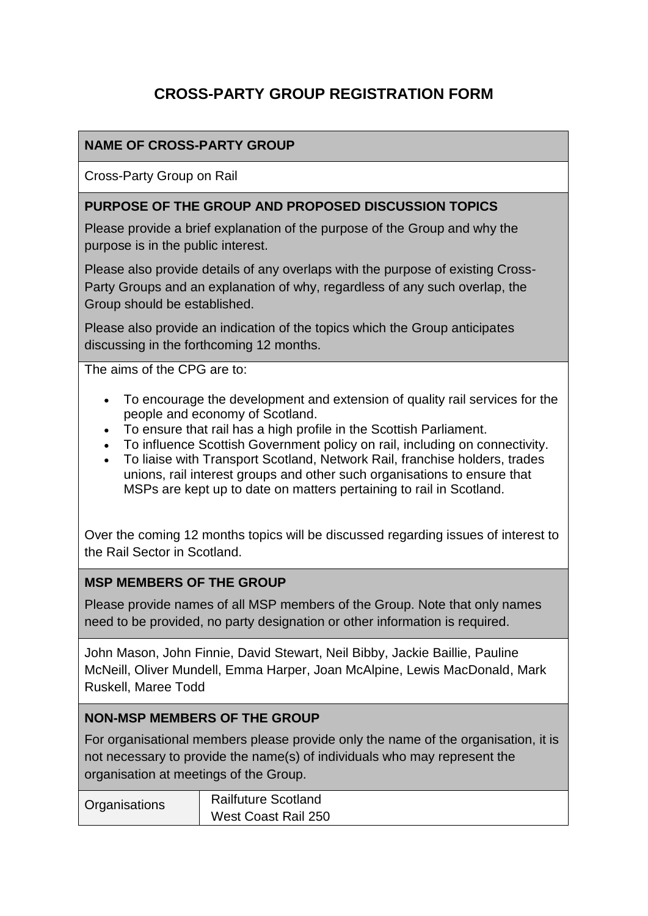# CROSS-PARTY GROUP REGISTRATION FORM

**NAME OF CROSS-PARTY GROUP**

Cross-Party Group on Rail

**PURPOSE OF THE GROUP AND PROPOSED DISCUSSION TOPICS**

Please provide a brief explanation of the purpose of the Group and why the purpose is in the public interest.

Please also provide details of any overlaps with the purpose of existing Cross-Party Groups and an explanation of why, regardless of any such overlap, the Group should be established.

Please also provide an indication of the topics which the Group anticipates discussing in the forthcoming 12 months.

The aims of the CPG are to:

- To encourage the development and extension of quality rail services for the people and economy of Scotland.
- To ensure that rail has a high profile in the Scottish Parliament.
- To influence Scottish Government policy on rail, including on connectivity.
- To liaise with Transport Scotland, Network Rail, franchise holders, trades unions, rail interest groups and other such organisations to ensure that MSPs are kept up to date on matters pertaining to rail in Scotland.

Over the coming 12 months topics will be discussed regarding issues of interest to the Rail Sector in Scotland.

**MSP MEMBERS OF THE GROUP**

Please provide names of all MSP members of the Group. Note that only names need to be provided, no party designation or other information is required.

John Mason, John Finnie, David Stewart, Neil Bibby, Jackie Baillie, Pauline McNeill, Oliver Mundell, Emma Harper, Joan McAlpine, Lewis MacDonald, Mark Ruskell, Maree Todd

**NON-MSP MEMBERS OF THE GROUP**

For organisational members please provide only the name of the organisation, it is not necessary to provide the name(s) of individuals who may represent the organisation at meetings of the Group.

| Organisations | Railfuture Scotland<br>West Coast Rail 250 |
|---|---|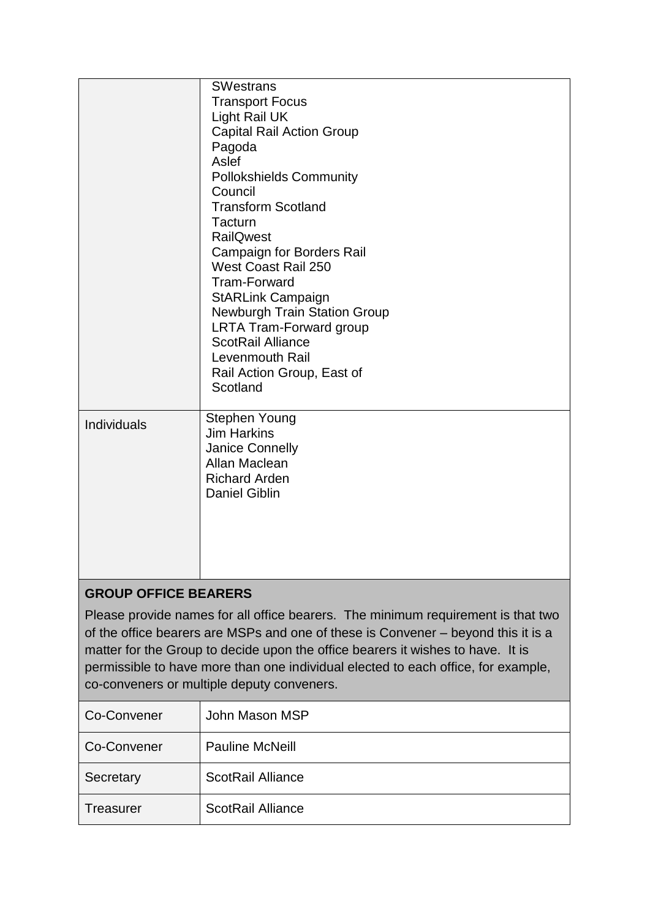| | |
|---|---|
| | SWestrans<br>Transport Focus<br>Light Rail UK<br>Capital Rail Action Group<br>Pagoda<br>Aslef<br>Pollokshields Community Council<br>Transform Scotland<br>Tacturn<br>RailQwest<br>Campaign for Borders Rail<br>West Coast Rail 250<br>Tram-Forward<br>StARLink Campaign<br>Newburgh Train Station Group<br>LRTA Tram-Forward group<br>ScotRail Alliance<br>Levenmouth Rail<br>Rail Action Group, East of Scotland |
| Individuals | Stephen Young<br>Jim Harkins<br>Janice Connelly<br>Allan Maclean<br>Richard Arden<br>Daniel Giblin |

**GROUP OFFICE BEARERS**

Please provide names for all office bearers. The minimum requirement is that two of the office bearers are MSPs and one of these is Convener – beyond this it is a matter for the Group to decide upon the office bearers it wishes to have. It is permissible to have more than one individual elected to each office, for example, co-conveners or multiple deputy conveners.

| | |
|---|---|
| Co-Convener | John Mason MSP |
| Co-Convener | Pauline McNeill |
| Secretary | ScotRail Alliance |
| Treasurer | ScotRail Alliance |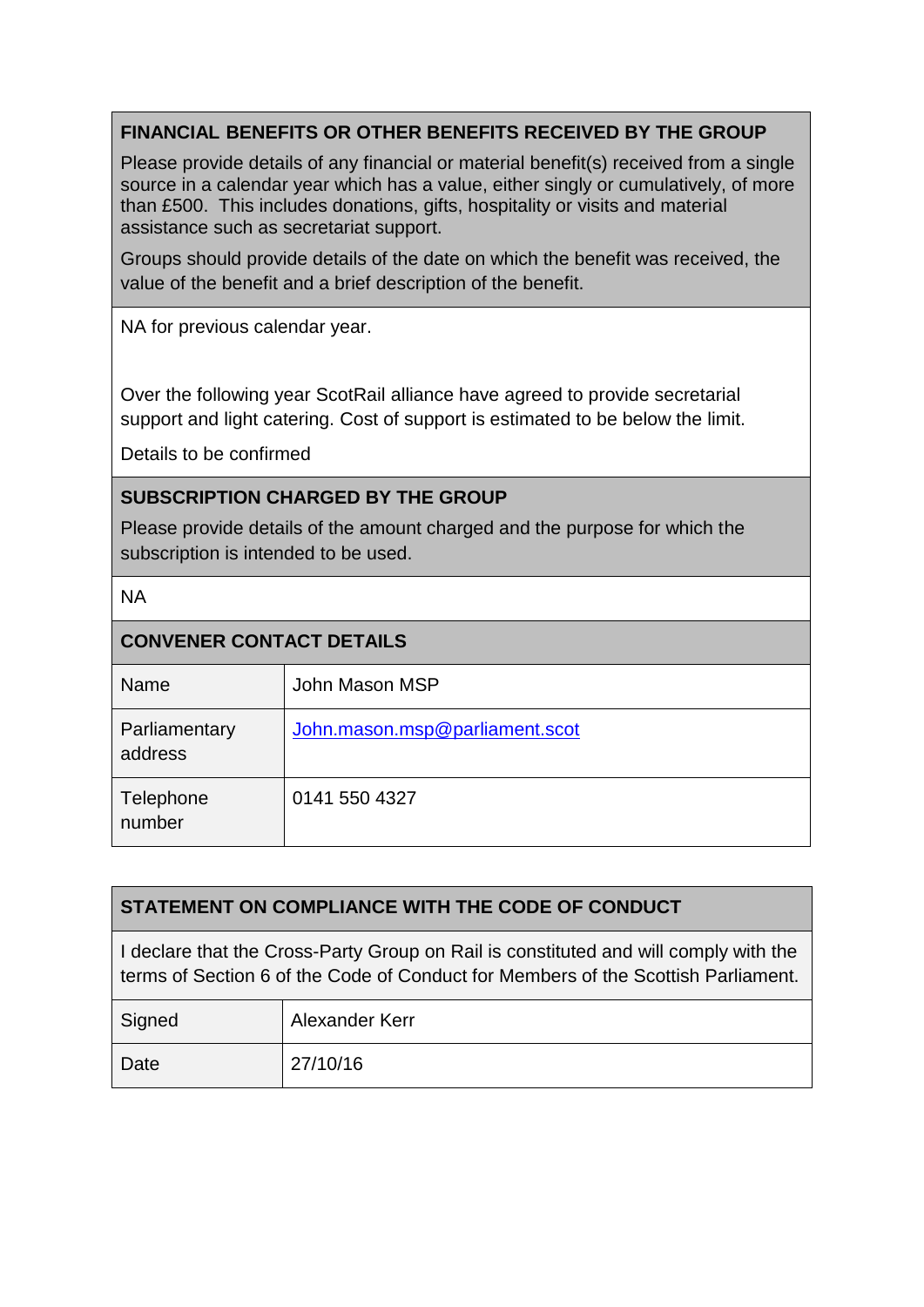## FINANCIAL BENEFITS OR OTHER BENEFITS RECEIVED BY THE GROUP

Please provide details of any financial or material benefit(s) received from a single source in a calendar year which has a value, either singly or cumulatively, of more than £500. This includes donations, gifts, hospitality or visits and material assistance such as secretariat support.

Groups should provide details of the date on which the benefit was received, the value of the benefit and a brief description of the benefit.

NA for previous calendar year.

Over the following year ScotRail alliance have agreed to provide secretarial support and light catering. Cost of support is estimated to be below the limit.

Details to be confirmed

## SUBSCRIPTION CHARGED BY THE GROUP

Please provide details of the amount charged and the purpose for which the subscription is intended to be used.

NA

## CONVENER CONTACT DETAILS

| | |
|---|---|
| Name | John Mason MSP |
| Parliamentary address | John.mason.msp@parliament.scot |
| Telephone number | 0141 550 4327 |

## STATEMENT ON COMPLIANCE WITH THE CODE OF CONDUCT

I declare that the Cross-Party Group on Rail is constituted and will comply with the terms of Section 6 of the Code of Conduct for Members of the Scottish Parliament.

| | |
|---|---|
| Signed | Alexander Kerr |
| Date | 27/10/16 |